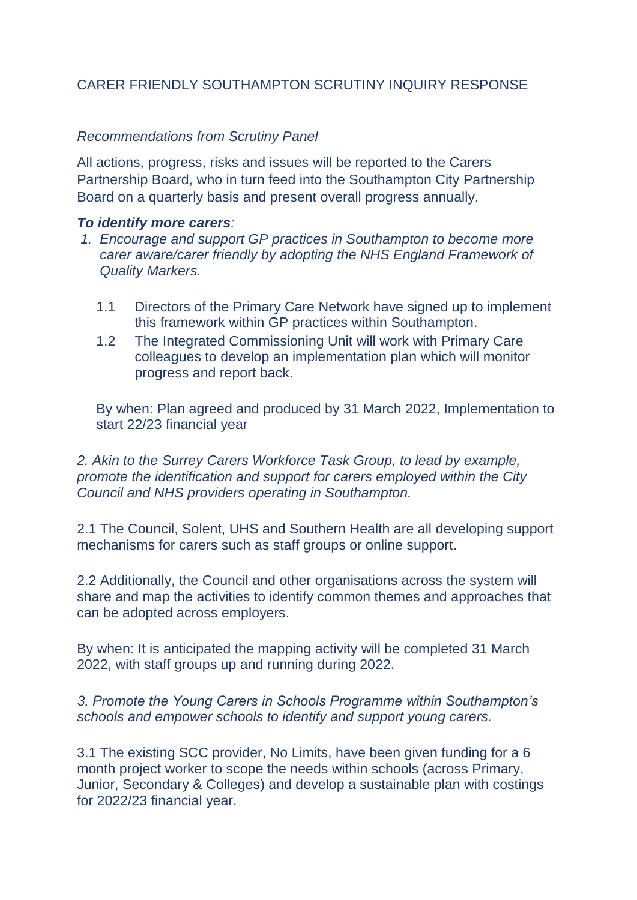# CARER FRIENDLY SOUTHAMPTON SCRUTINY INQUIRY RESPONSE

*Recommendations from Scrutiny Panel*

All actions, progress, risks and issues will be reported to the Carers Partnership Board, who in turn feed into the Southampton City Partnership Board on a quarterly basis and present overall progress annually.

***To identify more carers****:*

1. *Encourage and support GP practices in Southampton to become more carer aware/carer friendly by adopting the NHS England Framework of Quality Markers.*

   1.1 Directors of the Primary Care Network have signed up to implement this framework within GP practices within Southampton.

   1.2 The Integrated Commissioning Unit will work with Primary Care colleagues to develop an implementation plan which will monitor progress and report back.

   By when: Plan agreed and produced by 31 March 2022, Implementation to start 22/23 financial year

*2. Akin to the Surrey Carers Workforce Task Group, to lead by example, promote the identification and support for carers employed within the City Council and NHS providers operating in Southampton.*

2.1 The Council, Solent, UHS and Southern Health are all developing support mechanisms for carers such as staff groups or online support.

2.2 Additionally, the Council and other organisations across the system will share and map the activities to identify common themes and approaches that can be adopted across employers.

By when: It is anticipated the mapping activity will be completed 31 March 2022, with staff groups up and running during 2022.

*3. Promote the Young Carers in Schools Programme within Southampton's schools and empower schools to identify and support young carers.*

3.1 The existing SCC provider, No Limits, have been given funding for a 6 month project worker to scope the needs within schools (across Primary, Junior, Secondary & Colleges) and develop a sustainable plan with costings for 2022/23 financial year.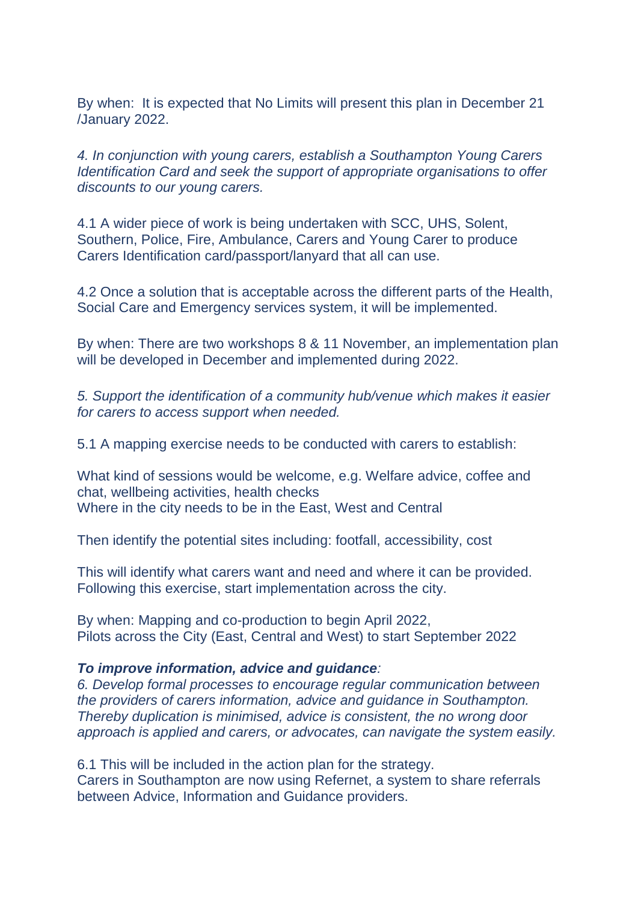By when: It is expected that No Limits will present this plan in December 21 /January 2022.

*4. In conjunction with young carers, establish a Southampton Young Carers Identification Card and seek the support of appropriate organisations to offer discounts to our young carers.*

4.1 A wider piece of work is being undertaken with SCC, UHS, Solent, Southern, Police, Fire, Ambulance, Carers and Young Carer to produce Carers Identification card/passport/lanyard that all can use.

4.2 Once a solution that is acceptable across the different parts of the Health, Social Care and Emergency services system, it will be implemented.

By when: There are two workshops 8 & 11 November, an implementation plan will be developed in December and implemented during 2022.

*5. Support the identification of a community hub/venue which makes it easier for carers to access support when needed.*

5.1 A mapping exercise needs to be conducted with carers to establish:

What kind of sessions would be welcome, e.g. Welfare advice, coffee and chat, wellbeing activities, health checks
Where in the city needs to be in the East, West and Central

Then identify the potential sites including: footfall, accessibility, cost

This will identify what carers want and need and where it can be provided. Following this exercise, start implementation across the city.

By when: Mapping and co-production to begin April 2022,
Pilots across the City (East, Central and West) to start September 2022

***To improve information, advice and guidance****:*
*6. Develop formal processes to encourage regular communication between the providers of carers information, advice and guidance in Southampton. Thereby duplication is minimised, advice is consistent, the no wrong door approach is applied and carers, or advocates, can navigate the system easily.*

6.1 This will be included in the action plan for the strategy.
Carers in Southampton are now using Refernet, a system to share referrals between Advice, Information and Guidance providers.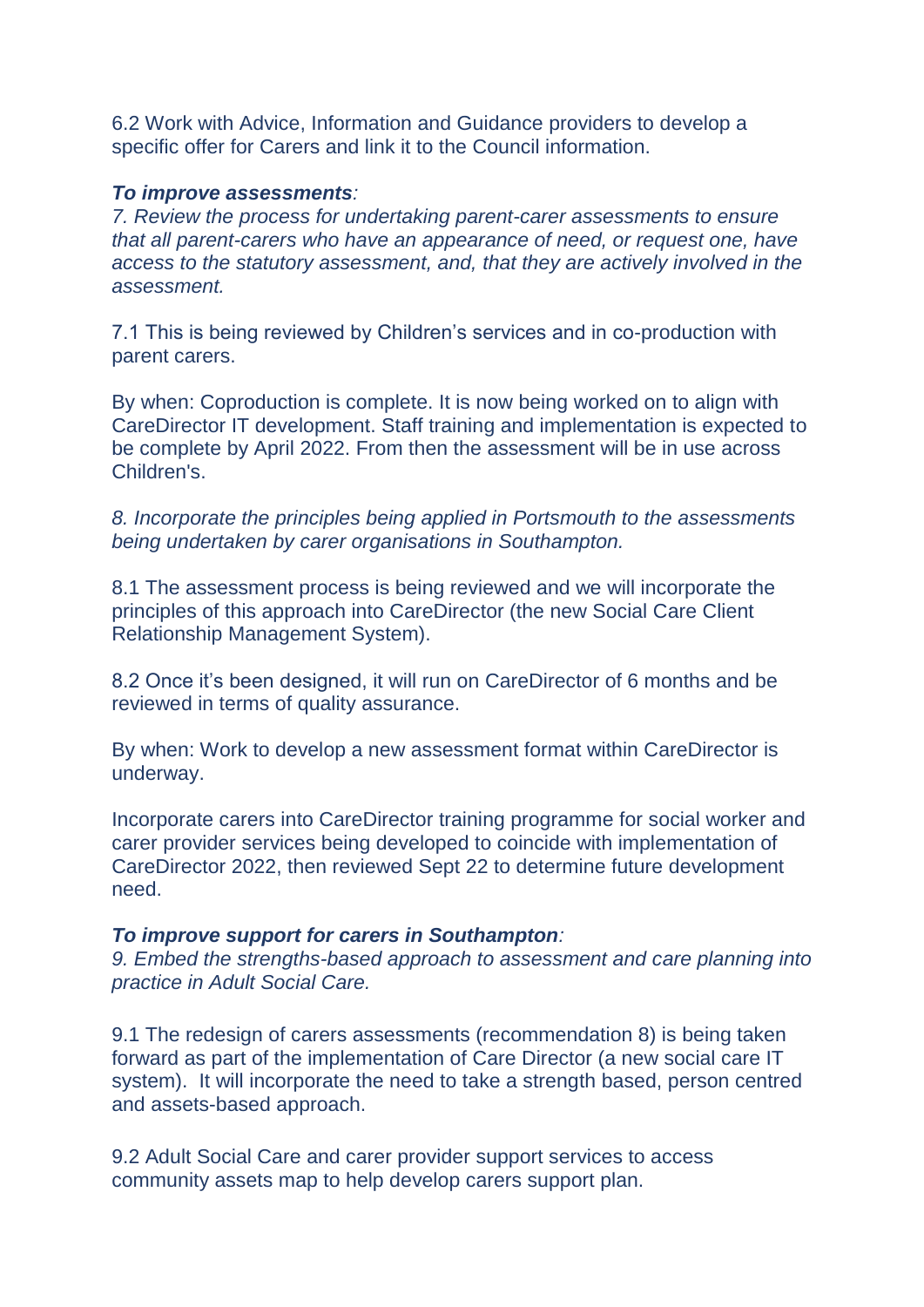6.2 Work with Advice, Information and Guidance providers to develop a specific offer for Carers and link it to the Council information.

***To improve assessments****:*
*7. Review the process for undertaking parent-carer assessments to ensure that all parent-carers who have an appearance of need, or request one, have access to the statutory assessment, and, that they are actively involved in the assessment.*

7.1 This is being reviewed by Children's services and in co-production with parent carers.

By when: Coproduction is complete. It is now being worked on to align with CareDirector IT development. Staff training and implementation is expected to be complete by April 2022. From then the assessment will be in use across Children's.

*8. Incorporate the principles being applied in Portsmouth to the assessments being undertaken by carer organisations in Southampton.*

8.1 The assessment process is being reviewed and we will incorporate the principles of this approach into CareDirector (the new Social Care Client Relationship Management System).

8.2 Once it's been designed, it will run on CareDirector of 6 months and be reviewed in terms of quality assurance.

By when: Work to develop a new assessment format within CareDirector is underway.

Incorporate carers into CareDirector training programme for social worker and carer provider services being developed to coincide with implementation of CareDirector 2022, then reviewed Sept 22 to determine future development need.

***To improve support for carers in Southampton****:*
*9. Embed the strengths-based approach to assessment and care planning into practice in Adult Social Care.*

9.1 The redesign of carers assessments (recommendation 8) is being taken forward as part of the implementation of Care Director (a new social care IT system). It will incorporate the need to take a strength based, person centred and assets-based approach.

9.2 Adult Social Care and carer provider support services to access community assets map to help develop carers support plan.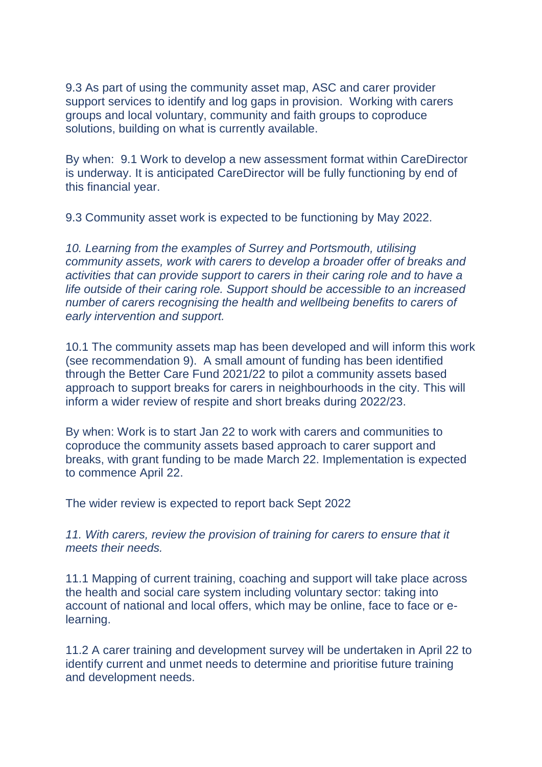9.3 As part of using the community asset map, ASC and carer provider support services to identify and log gaps in provision. Working with carers groups and local voluntary, community and faith groups to coproduce solutions, building on what is currently available.

By when: 9.1 Work to develop a new assessment format within CareDirector is underway. It is anticipated CareDirector will be fully functioning by end of this financial year.

9.3 Community asset work is expected to be functioning by May 2022.

*10. Learning from the examples of Surrey and Portsmouth, utilising community assets, work with carers to develop a broader offer of breaks and activities that can provide support to carers in their caring role and to have a life outside of their caring role. Support should be accessible to an increased number of carers recognising the health and wellbeing benefits to carers of early intervention and support.*

10.1 The community assets map has been developed and will inform this work (see recommendation 9). A small amount of funding has been identified through the Better Care Fund 2021/22 to pilot a community assets based approach to support breaks for carers in neighbourhoods in the city. This will inform a wider review of respite and short breaks during 2022/23.

By when: Work is to start Jan 22 to work with carers and communities to coproduce the community assets based approach to carer support and breaks, with grant funding to be made March 22. Implementation is expected to commence April 22.

The wider review is expected to report back Sept 2022

*11. With carers, review the provision of training for carers to ensure that it meets their needs.*

11.1 Mapping of current training, coaching and support will take place across the health and social care system including voluntary sector: taking into account of national and local offers, which may be online, face to face or e-learning.

11.2 A carer training and development survey will be undertaken in April 22 to identify current and unmet needs to determine and prioritise future training and development needs.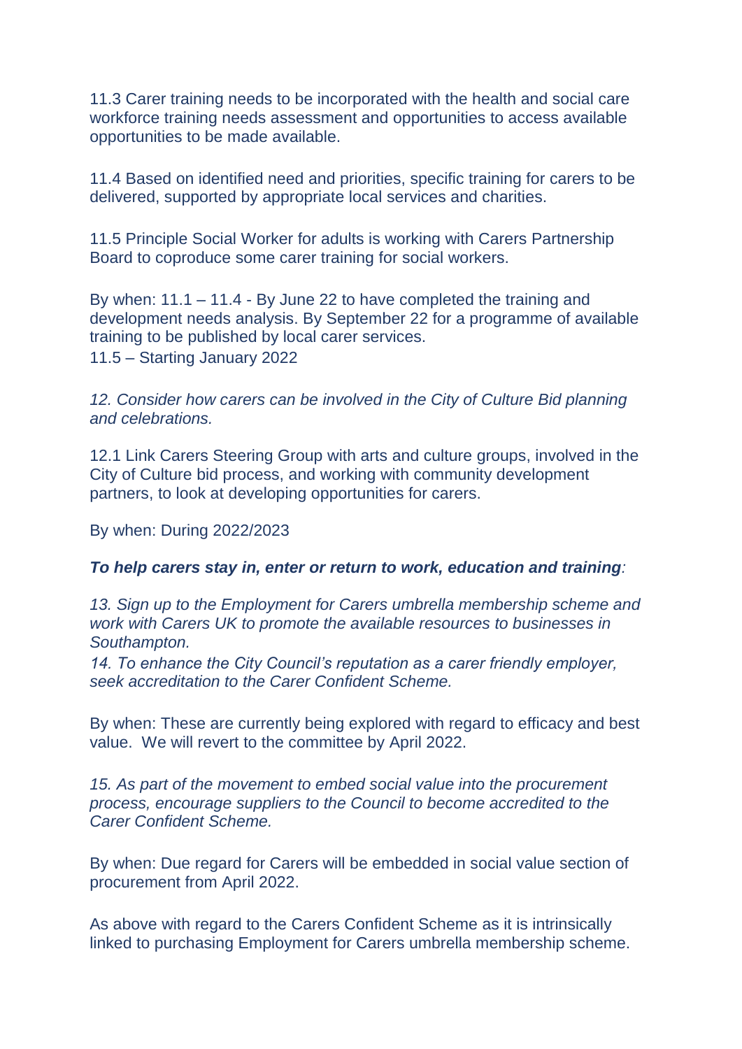11.3 Carer training needs to be incorporated with the health and social care workforce training needs assessment and opportunities to access available opportunities to be made available.

11.4 Based on identified need and priorities, specific training for carers to be delivered, supported by appropriate local services and charities.

11.5 Principle Social Worker for adults is working with Carers Partnership Board to coproduce some carer training for social workers.

By when: 11.1 – 11.4 - By June 22 to have completed the training and development needs analysis. By September 22 for a programme of available training to be published by local carer services.
11.5 – Starting January 2022

*12. Consider how carers can be involved in the City of Culture Bid planning and celebrations.*

12.1 Link Carers Steering Group with arts and culture groups, involved in the City of Culture bid process, and working with community development partners, to look at developing opportunities for carers.

By when: During 2022/2023

***To help carers stay in, enter or return to work, education and training**:*

*13. Sign up to the Employment for Carers umbrella membership scheme and work with Carers UK to promote the available resources to businesses in Southampton.*
*14. To enhance the City Council's reputation as a carer friendly employer, seek accreditation to the Carer Confident Scheme.*

By when: These are currently being explored with regard to efficacy and best value. We will revert to the committee by April 2022.

*15. As part of the movement to embed social value into the procurement process, encourage suppliers to the Council to become accredited to the Carer Confident Scheme.*

By when: Due regard for Carers will be embedded in social value section of procurement from April 2022.

As above with regard to the Carers Confident Scheme as it is intrinsically linked to purchasing Employment for Carers umbrella membership scheme.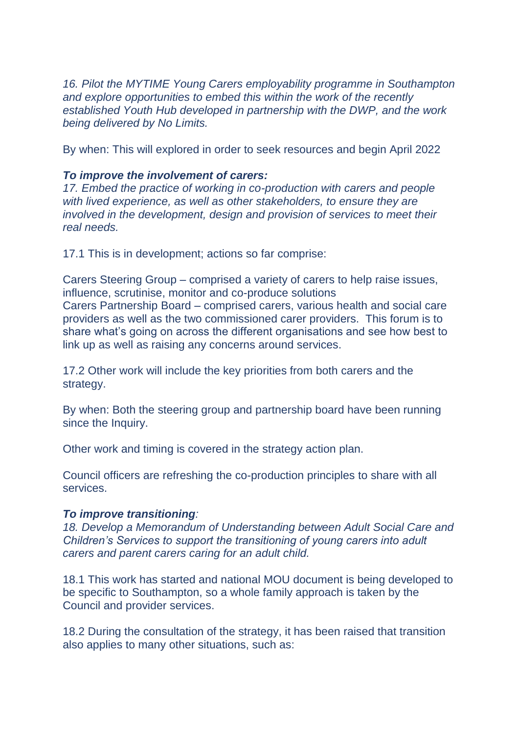*16. Pilot the MYTIME Young Carers employability programme in Southampton and explore opportunities to embed this within the work of the recently established Youth Hub developed in partnership with the DWP, and the work being delivered by No Limits.*

By when: This will explored in order to seek resources and begin April 2022

***To improve the involvement of carers:***
*17. Embed the practice of working in co-production with carers and people with lived experience, as well as other stakeholders, to ensure they are involved in the development, design and provision of services to meet their real needs.*

17.1 This is in development; actions so far comprise:

Carers Steering Group – comprised a variety of carers to help raise issues, influence, scrutinise, monitor and co-produce solutions
Carers Partnership Board – comprised carers, various health and social care providers as well as the two commissioned carer providers. This forum is to share what's going on across the different organisations and see how best to link up as well as raising any concerns around services.

17.2 Other work will include the key priorities from both carers and the strategy.

By when: Both the steering group and partnership board have been running since the Inquiry.

Other work and timing is covered in the strategy action plan.

Council officers are refreshing the co-production principles to share with all services.

***To improve transitioning:***
*18. Develop a Memorandum of Understanding between Adult Social Care and Children's Services to support the transitioning of young carers into adult carers and parent carers caring for an adult child.*

18.1 This work has started and national MOU document is being developed to be specific to Southampton, so a whole family approach is taken by the Council and provider services.

18.2 During the consultation of the strategy, it has been raised that transition also applies to many other situations, such as: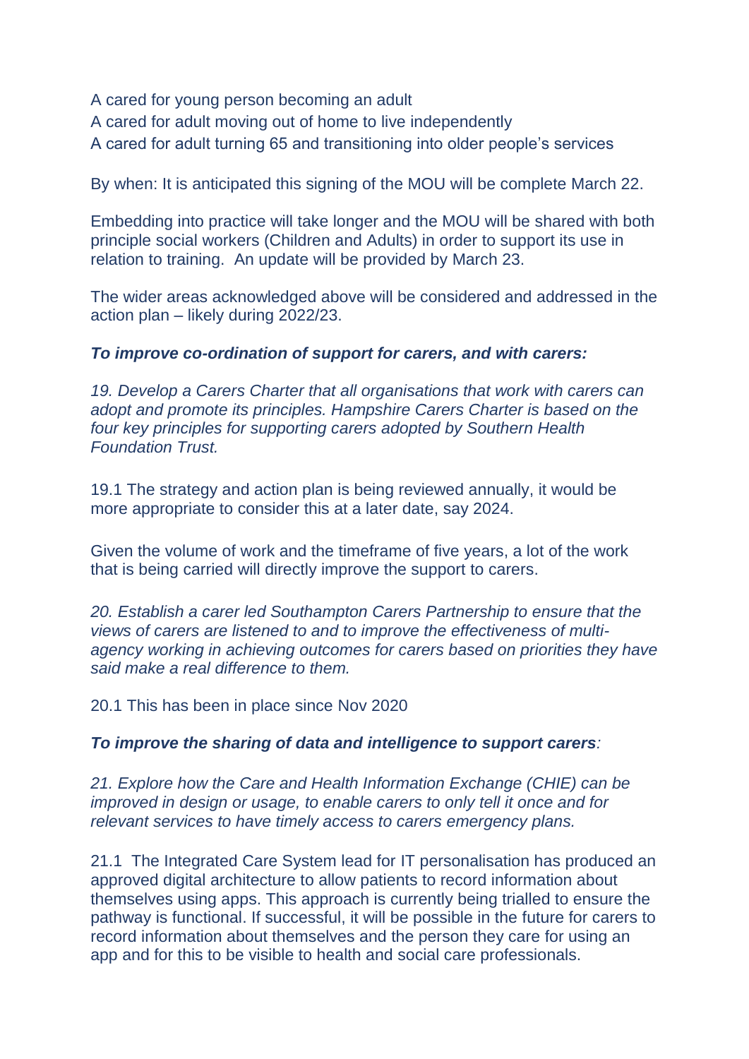A cared for young person becoming an adult
A cared for adult moving out of home to live independently
A cared for adult turning 65 and transitioning into older people's services

By when: It is anticipated this signing of the MOU will be complete March 22.

Embedding into practice will take longer and the MOU will be shared with both principle social workers (Children and Adults) in order to support its use in relation to training. An update will be provided by March 23.

The wider areas acknowledged above will be considered and addressed in the action plan – likely during 2022/23.

***To improve co-ordination of support for carers, and with carers:***

*19. Develop a Carers Charter that all organisations that work with carers can adopt and promote its principles. Hampshire Carers Charter is based on the four key principles for supporting carers adopted by Southern Health Foundation Trust.*

19.1 The strategy and action plan is being reviewed annually, it would be more appropriate to consider this at a later date, say 2024.

Given the volume of work and the timeframe of five years, a lot of the work that is being carried will directly improve the support to carers.

*20. Establish a carer led Southampton Carers Partnership to ensure that the views of carers are listened to and to improve the effectiveness of multi-agency working in achieving outcomes for carers based on priorities they have said make a real difference to them.*

20.1 This has been in place since Nov 2020

***To improve the sharing of data and intelligence to support carers****:*

*21. Explore how the Care and Health Information Exchange (CHIE) can be improved in design or usage, to enable carers to only tell it once and for relevant services to have timely access to carers emergency plans.*

21.1 The Integrated Care System lead for IT personalisation has produced an approved digital architecture to allow patients to record information about themselves using apps. This approach is currently being trialled to ensure the pathway is functional. If successful, it will be possible in the future for carers to record information about themselves and the person they care for using an app and for this to be visible to health and social care professionals.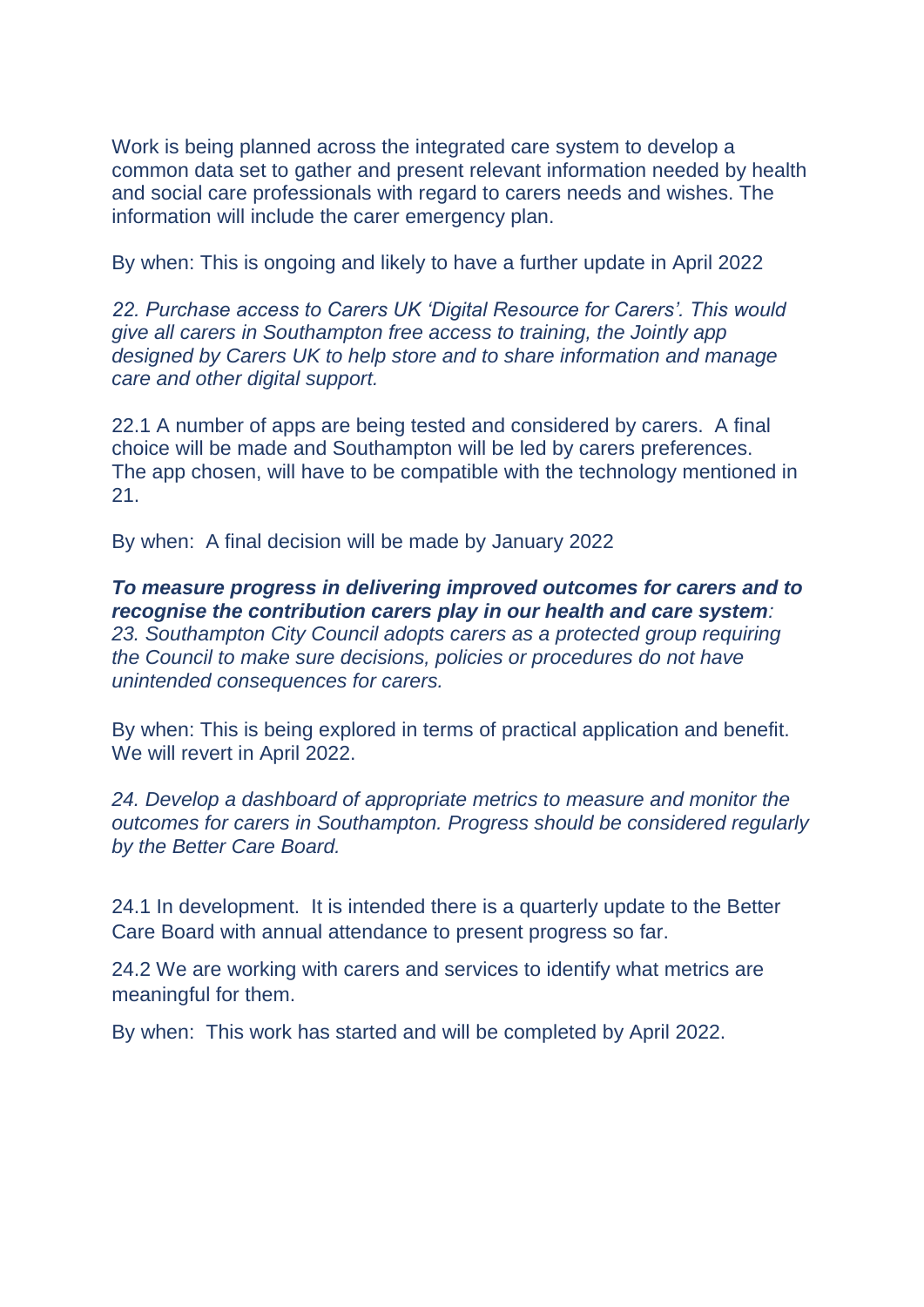Work is being planned across the integrated care system to develop a common data set to gather and present relevant information needed by health and social care professionals with regard to carers needs and wishes. The information will include the carer emergency plan.

By when: This is ongoing and likely to have a further update in April 2022

*22. Purchase access to Carers UK 'Digital Resource for Carers'. This would give all carers in Southampton free access to training, the Jointly app designed by Carers UK to help store and to share information and manage care and other digital support.*

22.1 A number of apps are being tested and considered by carers. A final choice will be made and Southampton will be led by carers preferences. The app chosen, will have to be compatible with the technology mentioned in 21.

By when: A final decision will be made by January 2022

***To measure progress in delivering improved outcomes for carers and to recognise the contribution carers play in our health and care system:***
*23. Southampton City Council adopts carers as a protected group requiring the Council to make sure decisions, policies or procedures do not have unintended consequences for carers.*

By when: This is being explored in terms of practical application and benefit. We will revert in April 2022.

*24. Develop a dashboard of appropriate metrics to measure and monitor the outcomes for carers in Southampton. Progress should be considered regularly by the Better Care Board.*

24.1 In development. It is intended there is a quarterly update to the Better Care Board with annual attendance to present progress so far.

24.2 We are working with carers and services to identify what metrics are meaningful for them.

By when: This work has started and will be completed by April 2022.